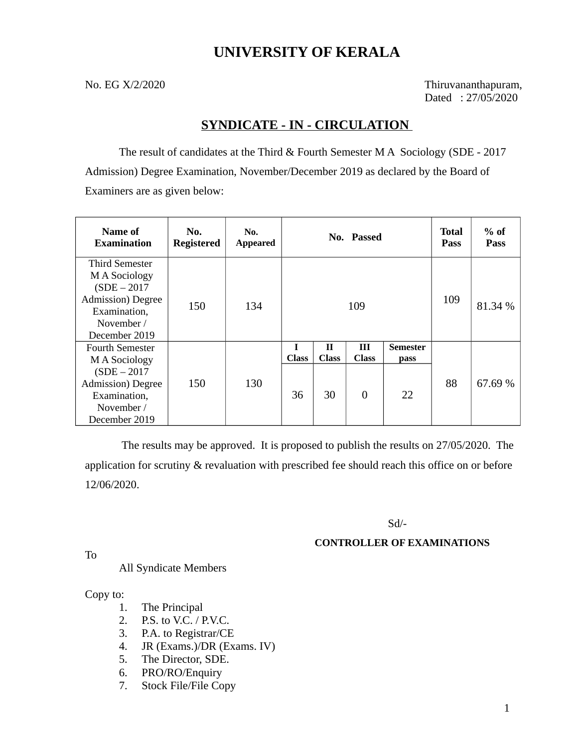# UNIVERSITY OF KERALA

No. EG X/2/2020

Thiruvananthapuram,
Dated : 27/05/2020

## SYNDICATE - IN - CIRCULATION

The result of candidates at the Third & Fourth Semester M A Sociology (SDE - 2017 Admission) Degree Examination, November/December 2019 as declared by the Board of Examiners are as given below:

| Name of Examination | No. Registered | No. Appeared | No. Passed | | | | Total Pass | % of Pass |
|---|---|---|---|---|---|---|---|---|
| Third Semester M A Sociology (SDE – 2017 Admission) Degree Examination, November / December 2019 | 150 | 134 | 109 | | | | 109 | 81.34 % |
| | | | I Class | II Class | III Class | Semester pass | | |
| Fourth Semester M A Sociology (SDE – 2017 Admission) Degree Examination, November / December 2019 | 150 | 130 | 36 | 30 | 0 | 22 | 88 | 67.69 % |

The results may be approved. It is proposed to publish the results on 27/05/2020. The application for scrutiny & revaluation with prescribed fee should reach this office on or before 12/06/2020.

Sd/-

**CONTROLLER OF EXAMINATIONS**

To

All Syndicate Members

Copy to:

1. The Principal
2. P.S. to V.C. / P.V.C.
3. P.A. to Registrar/CE
4. JR (Exams.)/DR (Exams. IV)
5. The Director, SDE.
6. PRO/RO/Enquiry
7. Stock File/File Copy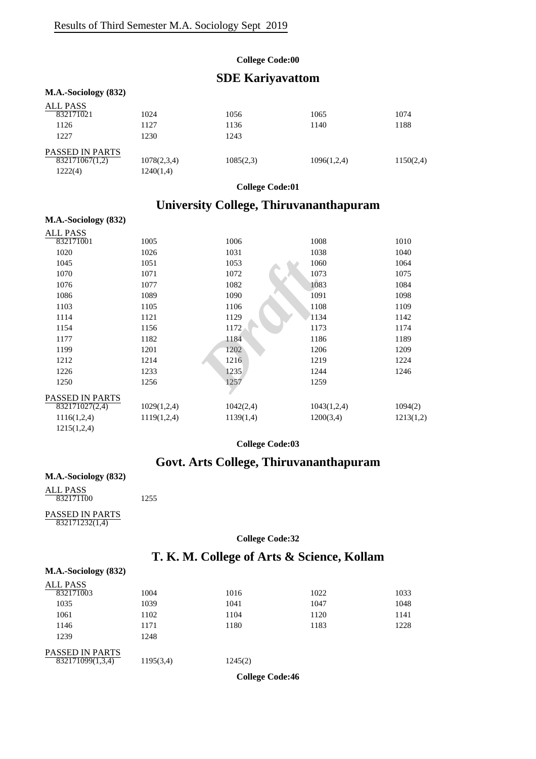# Results of Third Semester M.A. Sociology Sept 2019

**College Code:00**

## SDE Kariyavattom

**M.A.-Sociology (832)**

ALL PASS

| | | | | |
|---|---|---|---|---|
| 832171021 | 1024 | 1056 | 1065 | 1074 |
| 1126 | 1127 | 1136 | 1140 | 1188 |
| 1227 | 1230 | 1243 | | |

PASSED IN PARTS

| | | | | |
|---|---|---|---|---|
| 832171067(1,2) | 1078(2,3,4) | 1085(2,3) | 1096(1,2,4) | 1150(2,4) |
| 1222(4) | 1240(1,4) | | | |

**College Code:01**

## University College, Thiruvananthapuram

**M.A.-Sociology (832)**

ALL PASS

| | | | | |
|---|---|---|---|---|
| 832171001 | 1005 | 1006 | 1008 | 1010 |
| 1020 | 1026 | 1031 | 1038 | 1040 |
| 1045 | 1051 | 1053 | 1060 | 1064 |
| 1070 | 1071 | 1072 | 1073 | 1075 |
| 1076 | 1077 | 1082 | 1083 | 1084 |
| 1086 | 1089 | 1090 | 1091 | 1098 |
| 1103 | 1105 | 1106 | 1108 | 1109 |
| 1114 | 1121 | 1129 | 1134 | 1142 |
| 1154 | 1156 | 1172 | 1173 | 1174 |
| 1177 | 1182 | 1184 | 1186 | 1189 |
| 1199 | 1201 | 1202 | 1206 | 1209 |
| 1212 | 1214 | 1216 | 1219 | 1224 |
| 1226 | 1233 | 1235 | 1244 | 1246 |
| 1250 | 1256 | 1257 | 1259 | |

PASSED IN PARTS

| | | | | |
|---|---|---|---|---|
| 832171027(2,4) | 1029(1,2,4) | 1042(2,4) | 1043(1,2,4) | 1094(2) |
| 1116(1,2,4) | 1119(1,2,4) | 1139(1,4) | 1200(3,4) | 1213(1,2) |
| 1215(1,2,4) | | | | |

**College Code:03**

## Govt. Arts College, Thiruvananthapuram

**M.A.-Sociology (832)**

ALL PASS

| | |
|---|---|
| 832171100 | 1255 |

PASSED IN PARTS

832171232(1,4)

**College Code:32**

## T. K. M. College of Arts & Science, Kollam

**M.A.-Sociology (832)**

ALL PASS

| | | | | |
|---|---|---|---|---|
| 832171003 | 1004 | 1016 | 1022 | 1033 |
| 1035 | 1039 | 1041 | 1047 | 1048 |
| 1061 | 1102 | 1104 | 1120 | 1141 |
| 1146 | 1171 | 1180 | 1183 | 1228 |
| 1239 | 1248 | | | |

PASSED IN PARTS

| | | |
|---|---|---|
| 832171099(1,3,4) | 1195(3,4) | 1245(2) |

**College Code:46**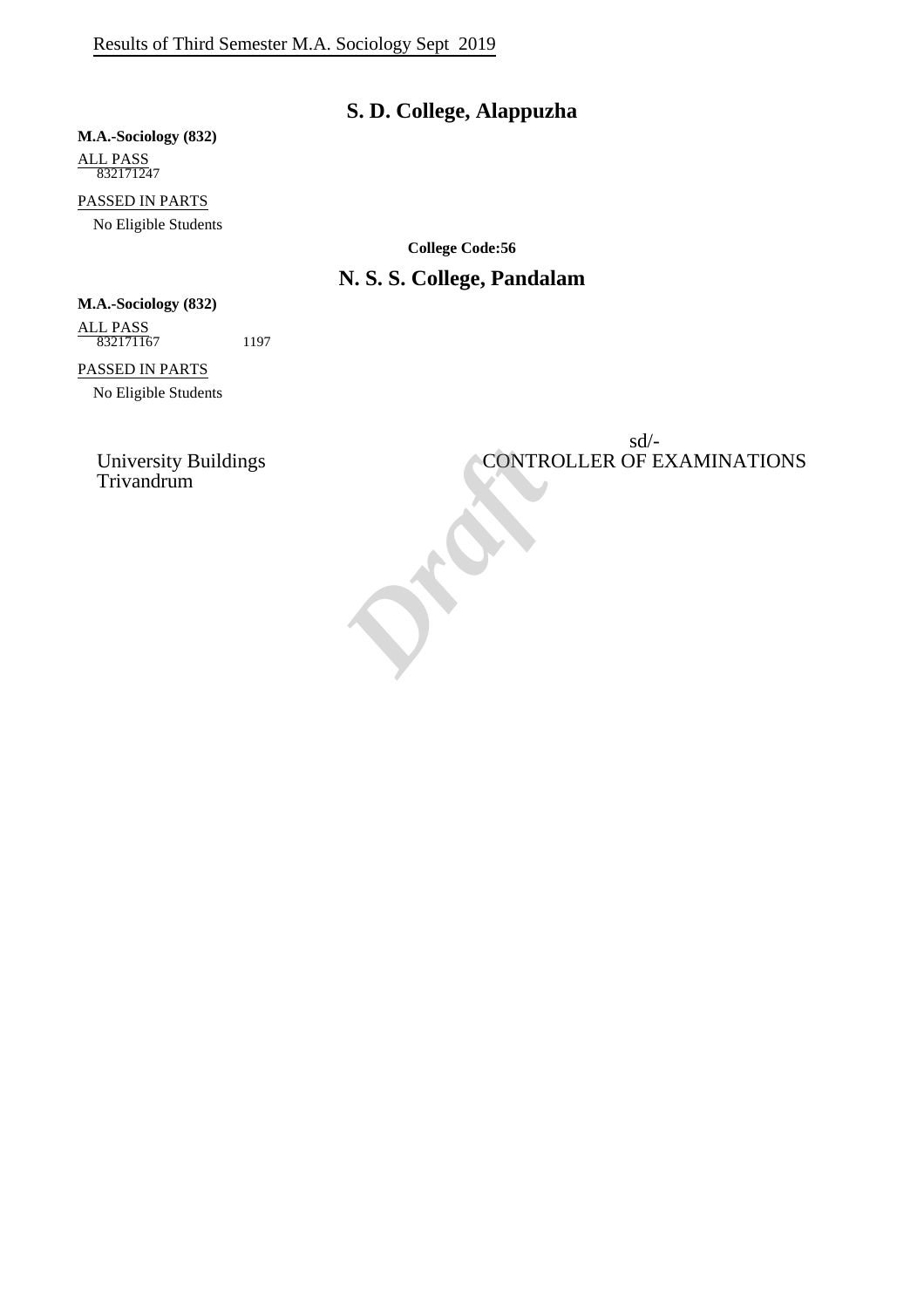## S. D. College, Alappuzha

**M.A.-Sociology (832)**

ALL PASS

832171247

PASSED IN PARTS

No Eligible Students

**College Code:56**

## N. S. S. College, Pandalam

**M.A.-Sociology (832)**

ALL PASS

832171167 1197

PASSED IN PARTS

No Eligible Students

University Buildings
Trivandrum

sd/-
CONTROLLER OF EXAMINATIONS

Draft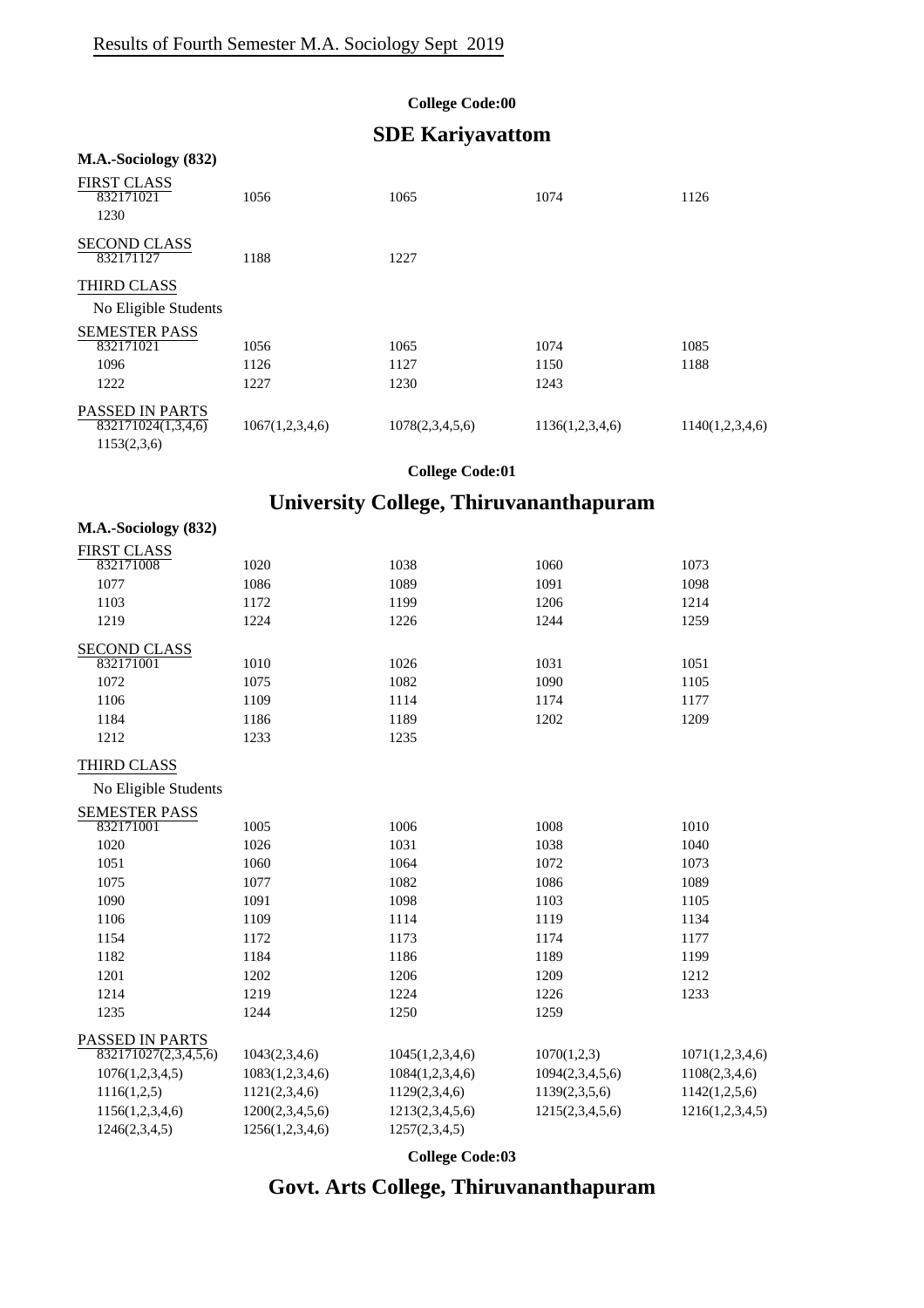# Results of Fourth Semester M.A. Sociology Sept 2019

**College Code:00**

## SDE Kariyavattom

**M.A.-Sociology (832)**

FIRST CLASS

| | | | | |
|---|---|---|---|---|
| 832171021 | 1056 | 1065 | 1074 | 1126 |
| 1230 | | | | |

SECOND CLASS

| | | |
|---|---|---|
| 832171127 | 1188 | 1227 |

THIRD CLASS

No Eligible Students

SEMESTER PASS

| | | | | |
|---|---|---|---|---|
| 832171021 | 1056 | 1065 | 1074 | 1085 |
| 1096 | 1126 | 1127 | 1150 | 1188 |
| 1222 | 1227 | 1230 | 1243 | |

PASSED IN PARTS

| | | | | |
|---|---|---|---|---|
| 832171024(1,3,4,6) | 1067(1,2,3,4,6) | 1078(2,3,4,5,6) | 1136(1,2,3,4,6) | 1140(1,2,3,4,6) |
| 1153(2,3,6) | | | | |

**College Code:01**

## University College, Thiruvananthapuram

**M.A.-Sociology (832)**

FIRST CLASS

| | | | | |
|---|---|---|---|---|
| 832171008 | 1020 | 1038 | 1060 | 1073 |
| 1077 | 1086 | 1089 | 1091 | 1098 |
| 1103 | 1172 | 1199 | 1206 | 1214 |
| 1219 | 1224 | 1226 | 1244 | 1259 |

SECOND CLASS

| | | | | |
|---|---|---|---|---|
| 832171001 | 1010 | 1026 | 1031 | 1051 |
| 1072 | 1075 | 1082 | 1090 | 1105 |
| 1106 | 1109 | 1114 | 1174 | 1177 |
| 1184 | 1186 | 1189 | 1202 | 1209 |
| 1212 | 1233 | 1235 | | |

THIRD CLASS

No Eligible Students

SEMESTER PASS

| | | | | |
|---|---|---|---|---|
| 832171001 | 1005 | 1006 | 1008 | 1010 |
| 1020 | 1026 | 1031 | 1038 | 1040 |
| 1051 | 1060 | 1064 | 1072 | 1073 |
| 1075 | 1077 | 1082 | 1086 | 1089 |
| 1090 | 1091 | 1098 | 1103 | 1105 |
| 1106 | 1109 | 1114 | 1119 | 1134 |
| 1154 | 1172 | 1173 | 1174 | 1177 |
| 1182 | 1184 | 1186 | 1189 | 1199 |
| 1201 | 1202 | 1206 | 1209 | 1212 |
| 1214 | 1219 | 1224 | 1226 | 1233 |
| 1235 | 1244 | 1250 | 1259 | |

PASSED IN PARTS

| | | | | |
|---|---|---|---|---|
| 832171027(2,3,4,5,6) | 1043(2,3,4,6) | 1045(1,2,3,4,6) | 1070(1,2,3) | 1071(1,2,3,4,6) |
| 1076(1,2,3,4,5) | 1083(1,2,3,4,6) | 1084(1,2,3,4,6) | 1094(2,3,4,5,6) | 1108(2,3,4,6) |
| 1116(1,2,5) | 1121(2,3,4,6) | 1129(2,3,4,6) | 1139(2,3,5,6) | 1142(1,2,5,6) |
| 1156(1,2,3,4,6) | 1200(2,3,4,5,6) | 1213(2,3,4,5,6) | 1215(2,3,4,5,6) | 1216(1,2,3,4,5) |
| 1246(2,3,4,5) | 1256(1,2,3,4,6) | 1257(2,3,4,5) | | |

**College Code:03**

## Govt. Arts College, Thiruvananthapuram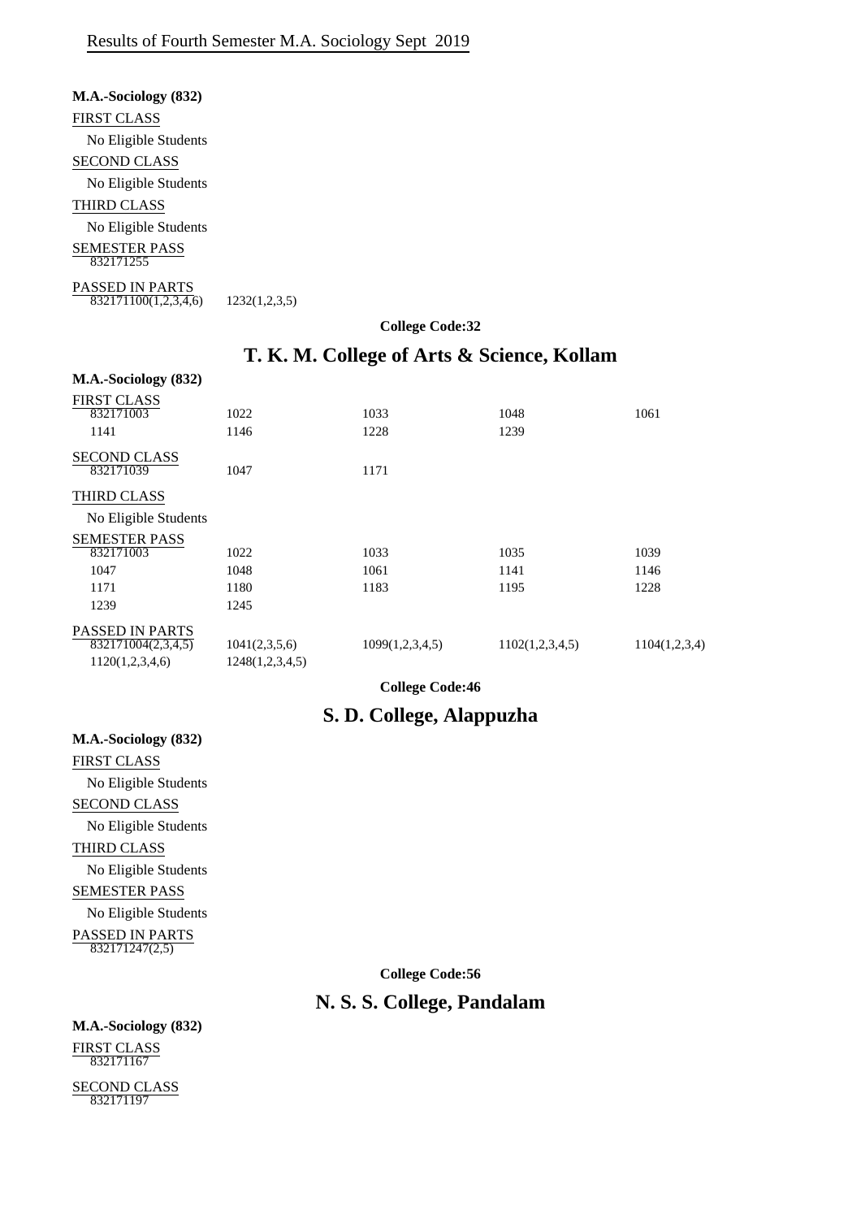Results of Fourth Semester M.A. Sociology Sept 2019

**M.A.-Sociology (832)**

FIRST CLASS

No Eligible Students

SECOND CLASS

No Eligible Students

THIRD CLASS

No Eligible Students

SEMESTER PASS

832171255

PASSED IN PARTS

| | |
|---|---|
| 832171100(1,2,3,4,6) | 1232(1,2,3,5) |

**College Code:32**

## T. K. M. College of Arts & Science, Kollam

**M.A.-Sociology (832)**

FIRST CLASS

| | | | | |
|---|---|---|---|---|
| 832171003 | 1022 | 1033 | 1048 | 1061 |
| 1141 | 1146 | 1228 | 1239 | |

SECOND CLASS

| | | |
|---|---|---|
| 832171039 | 1047 | 1171 |

THIRD CLASS

No Eligible Students

SEMESTER PASS

| | | | | |
|---|---|---|---|---|
| 832171003 | 1022 | 1033 | 1035 | 1039 |
| 1047 | 1048 | 1061 | 1141 | 1146 |
| 1171 | 1180 | 1183 | 1195 | 1228 |
| 1239 | 1245 | | | |

PASSED IN PARTS

| | | | | |
|---|---|---|---|---|
| 832171004(2,3,4,5) | 1041(2,3,5,6) | 1099(1,2,3,4,5) | 1102(1,2,3,4,5) | 1104(1,2,3,4) |
| 1120(1,2,3,4,6) | 1248(1,2,3,4,5) | | | |

**College Code:46**

## S. D. College, Alappuzha

**M.A.-Sociology (832)**

FIRST CLASS

No Eligible Students

SECOND CLASS

No Eligible Students

THIRD CLASS

No Eligible Students

SEMESTER PASS

No Eligible Students

PASSED IN PARTS

832171247(2,5)

**College Code:56**

## N. S. S. College, Pandalam

**M.A.-Sociology (832)**

FIRST CLASS

832171167

SECOND CLASS

832171197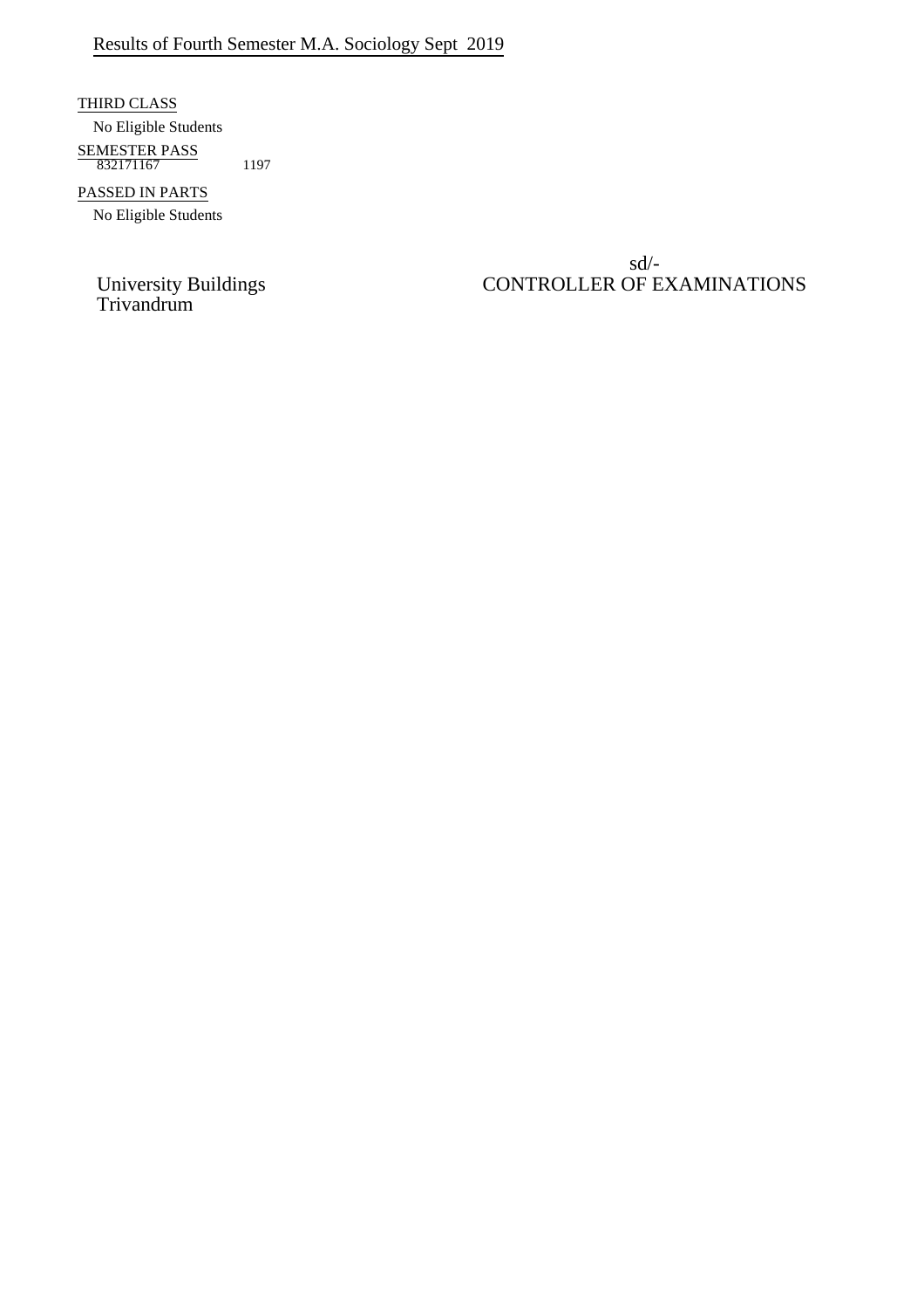Results of Fourth Semester M.A. Sociology Sept 2019

THIRD CLASS

No Eligible Students

SEMESTER PASS

832171167 1197

PASSED IN PARTS

No Eligible Students

sd/-
CONTROLLER OF EXAMINATIONS

University Buildings
Trivandrum